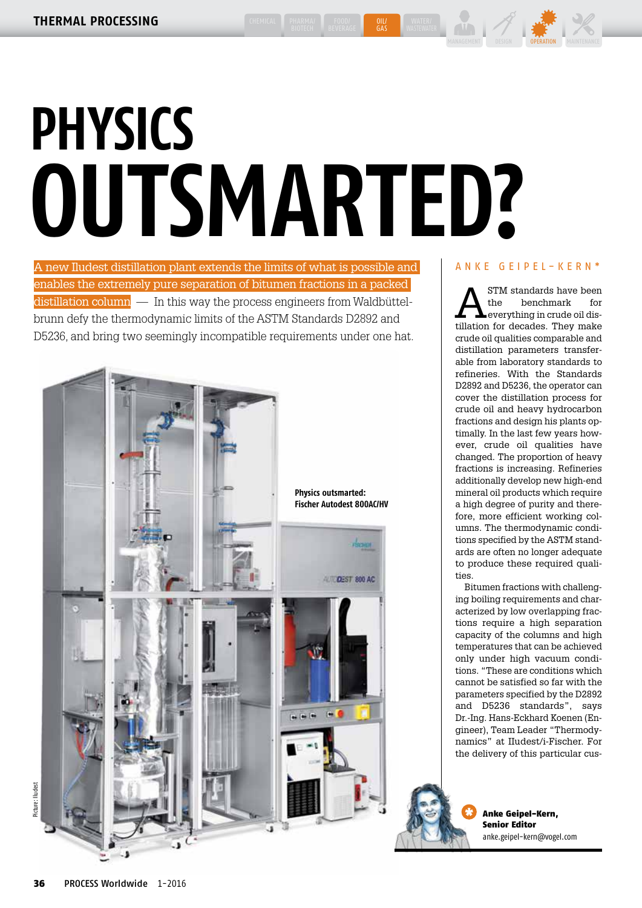# PHYSICS OUTSMARTED?

A new Iludest distillation plant extends the limits of what is possible and enables the extremely pure separation of bitumen fractions in a packed distillation column — In this way the process engineers from Waldbüttelbrunn defy the thermodynamic limits of the ASTM Standards D2892 and D5236, and bring two seemingly incompatible requirements under one hat.

**Physics outsmarted: Fischer Autodest 800AC/HV**

Picture: Iludest

ANKE GEIPEL-KERN*

ASTM standards have been the benchmark for everything in crude oil distillation for decades. They make crude oil qualities comparable and distillation parameters transferable from laboratory standards to refineries. With the Standards D2892 and D5236, the operator can cover the distillation process for crude oil and heavy hydrocarbon fractions and design his plants optimally. In the last few years however, crude oil qualities have changed. The proportion of heavy fractions is increasing. Refineries additionally develop new high-end mineral oil products which require a high degree of purity and therefore, more efficient working columns. The thermodynamic conditions specified by the ASTM standards are often no longer adequate to produce these required qualities.

Bitumen fractions with challenging boiling requirements and characterized by low overlapping fractions require a high separation capacity of the columns and high temperatures that can be achieved only under high vacuum conditions. "These are conditions which cannot be satisfied so far with the parameters specified by the D2892 and D5236 standards", says Dr.-Ing. Hans-Eckhard Koenen (Engineer), Team Leader "Thermodynamics" at Iludest/i-Fischer. For the delivery of this particular cus-

\* **Anke Geipel-Kern, Senior Editor**
anke.geipel-kern@vogel.com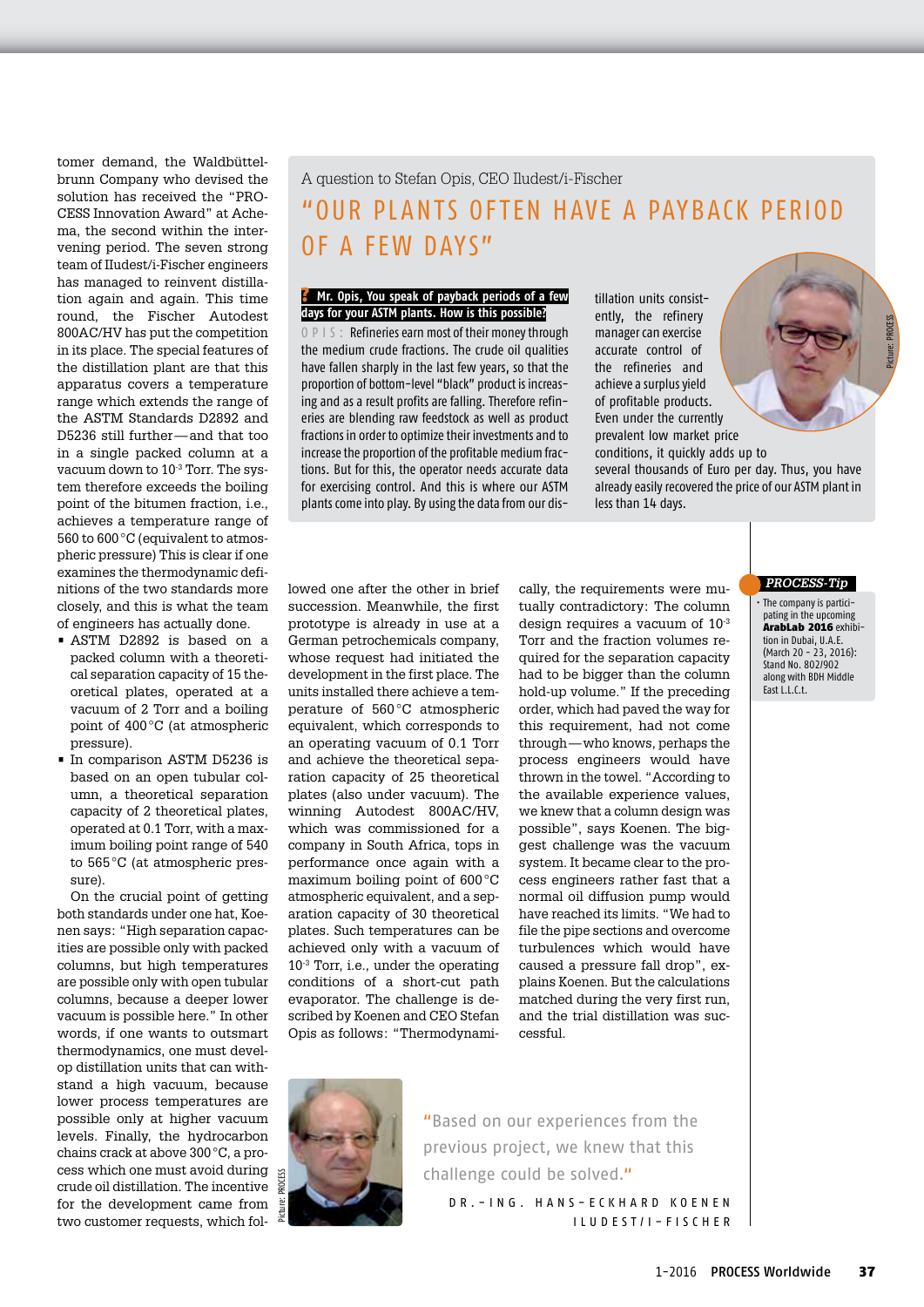tomer demand, the Waldbüttelbrunn Company who devised the solution has received the "PROCESS Innovation Award" at Achema, the second within the intervening period. The seven strong team of Iludest/i-Fischer engineers has managed to reinvent distillation again and again. This time round, the Fischer Autodest 800AC/HV has put the competition in its place. The special features of the distillation plant are that this apparatus covers a temperature range which extends the range of the ASTM Standards D2892 and D5236 still further — and that too in a single packed column at a vacuum down to $10^{-3}$ Torr. The system therefore exceeds the boiling point of the bitumen fraction, i.e., achieves a temperature range of 560 to 600 °C (equivalent to atmospheric pressure) This is clear if one examines the thermodynamic definitions of the two standards more closely, and this is what the team of engineers has actually done.

- ASTM D2892 is based on a packed column with a theoretical separation capacity of 15 theoretical plates, operated at a vacuum of 2 Torr and a boiling point of 400 °C (at atmospheric pressure).
- In comparison ASTM D5236 is based on an open tubular column, a theoretical separation capacity of 2 theoretical plates, operated at 0.1 Torr, with a maximum boiling point range of 540 to 565 °C (at atmospheric pressure).

On the crucial point of getting both standards under one hat, Koenen says: "High separation capacities are possible only with packed columns, but high temperatures are possible only with open tubular columns, because a deeper lower vacuum is possible here." In other words, if one wants to outsmart thermodynamics, one must develop distillation units that can withstand a high vacuum, because lower process temperatures are possible only at higher vacuum levels. Finally, the hydrocarbon chains crack at above 300 °C, a process which one must avoid during crude oil distillation. The incentive for the development came from two customer requests, which followed one after the other in brief succession. Meanwhile, the first prototype is already in use at a German petrochemicals company, whose request had initiated the development in the first place. The units installed there achieve a temperature of 560 °C atmospheric equivalent, which corresponds to an operating vacuum of 0.1 Torr and achieve the theoretical separation capacity of 25 theoretical plates (also under vacuum). The winning Autodest 800AC/HV, which was commissioned for a company in South Africa, tops in performance once again with a maximum boiling point of 600 °C atmospheric equivalent, and a separation capacity of 30 theoretical plates. Such temperatures can be achieved only with a vacuum of $10^{-3}$ Torr, i.e., under the operating conditions of a short-cut path evaporator. The challenge is described by Koenen and CEO Stefan Opis as follows: "Thermodynamically, the requirements were mutually contradictory: The column design requires a vacuum of $10^{-3}$ Torr and the fraction volumes required for the separation capacity had to be bigger than the column hold-up volume." If the preceding order, which had paved the way for this requirement, had not come through — who knows, perhaps the process engineers would have thrown in the towel. "According to the available experience values, we knew that a column design was possible", says Koenen. The biggest challenge was the vacuum system. It became clear to the process engineers rather fast that a normal oil diffusion pump would have reached its limits. "We had to file the pipe sections and overcome turbulences which would have caused a pressure fall drop", explains Koenen. But the calculations matched during the very first run, and the trial distillation was successful.

A question to Stefan Opis, CEO Iludest/i-Fischer

## "OUR PLANTS OFTEN HAVE A PAYBACK PERIOD OF A FEW DAYS"

**? Mr. Opis, You speak of payback periods of a few days for your ASTM plants. How is this possible?**

OPIS: Refineries earn most of their money through the medium crude fractions. The crude oil qualities have fallen sharply in the last few years, so that the proportion of bottom-level "black" product is increasing and as a result profits are falling. Therefore refineries are blending raw feedstock as well as product fractions in order to optimize their investments and to increase the proportion of the profitable medium fractions. But for this, the operator needs accurate data for exercising control. And this is where our ASTM plants come into play. By using the data from our distillation units consistently, the refinery manager can exercise accurate control of the refineries and achieve a surplus yield of profitable products. Even under the currently prevalent low market price conditions, it quickly adds up to several thousands of Euro per day. Thus, you have already easily recovered the price of our ASTM plant in less than 14 days.

Picture: PROCESS

**PROCESS-Tip**

- The company is participating in the upcoming **ArabLab 2016** exhibition in Dubai, U.A.E. (March 20 – 23, 2016): Stand No. 802/902 along with BDH Middle East L.L.C.t.

Picture: PROCESS

"Based on our experiences from the previous project, we knew that this challenge could be solved."

DR.-ING. HANS-ECKHARD KOENEN
ILUDEST/I-FISCHER